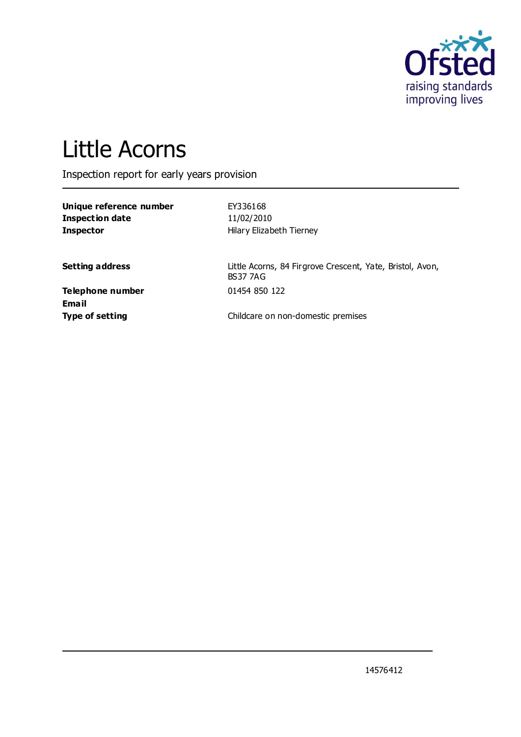# Little Acorns

Inspection report for early years provision

| | |
|---|---|
| **Unique reference number** | EY336168 |
| **Inspection date** | 11/02/2010 |
| **Inspector** | Hilary Elizabeth Tierney |
| | |
| **Setting address** | Little Acorns, 84 Firgrove Crescent, Yate, Bristol, Avon, BS37 7AG |
| **Telephone number** | 01454 850 122 |
| **Email** | |
| **Type of setting** | Childcare on non-domestic premises |

14576412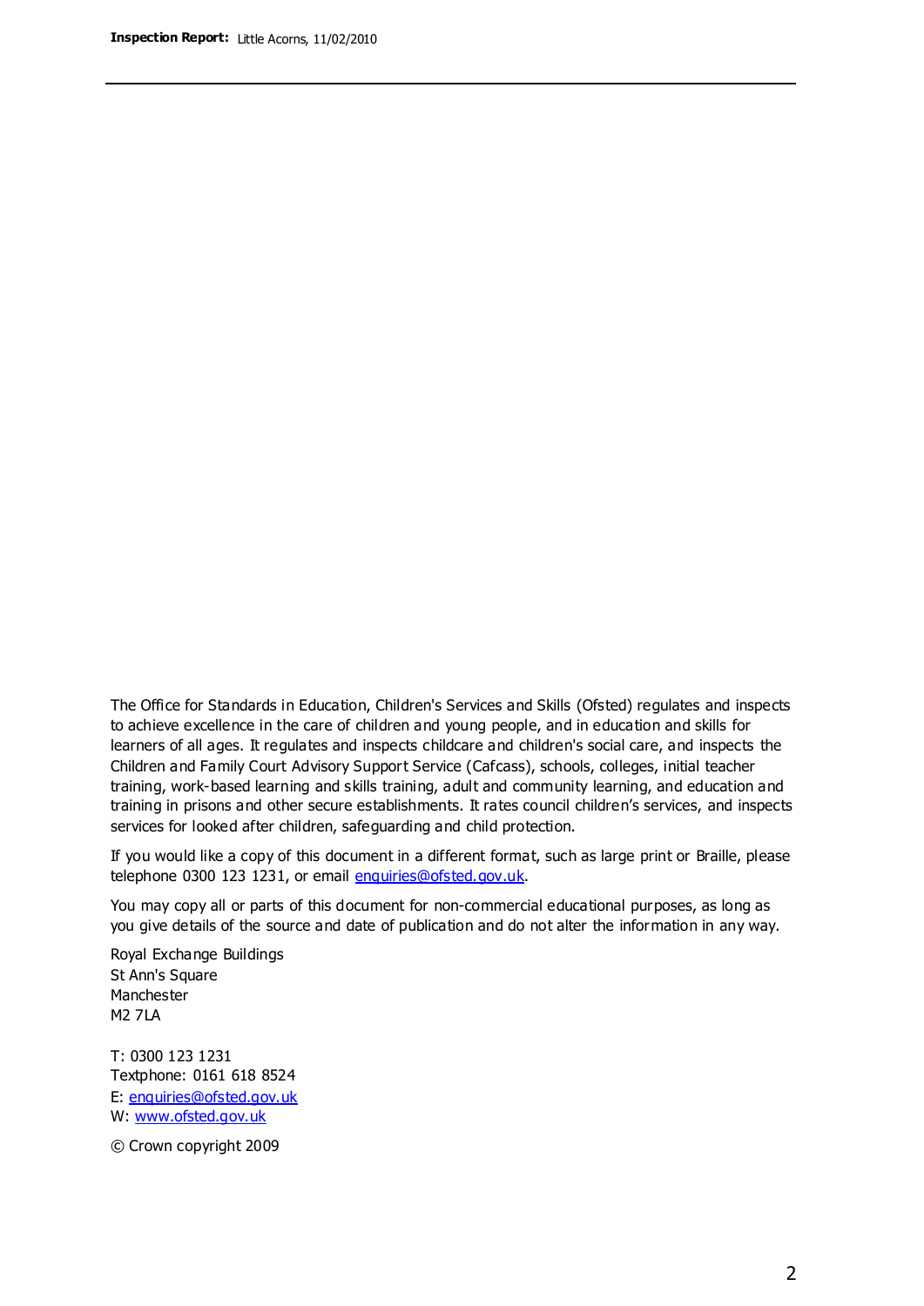The Office for Standards in Education, Children's Services and Skills (Ofsted) regulates and inspects to achieve excellence in the care of children and young people, and in education and skills for learners of all ages. It regulates and inspects childcare and children's social care, and inspects the Children and Family Court Advisory Support Service (Cafcass), schools, colleges, initial teacher training, work-based learning and skills training, adult and community learning, and education and training in prisons and other secure establishments. It rates council children's services, and inspects services for looked after children, safeguarding and child protection.

If you would like a copy of this document in a different format, such as large print or Braille, please telephone 0300 123 1231, or email enquiries@ofsted.gov.uk.

You may copy all or parts of this document for non-commercial educational purposes, as long as you give details of the source and date of publication and do not alter the information in any way.

Royal Exchange Buildings
St Ann's Square
Manchester
M2 7LA

T: 0300 123 1231
Textphone: 0161 618 8524
E: enquiries@ofsted.gov.uk
W: www.ofsted.gov.uk

© Crown copyright 2009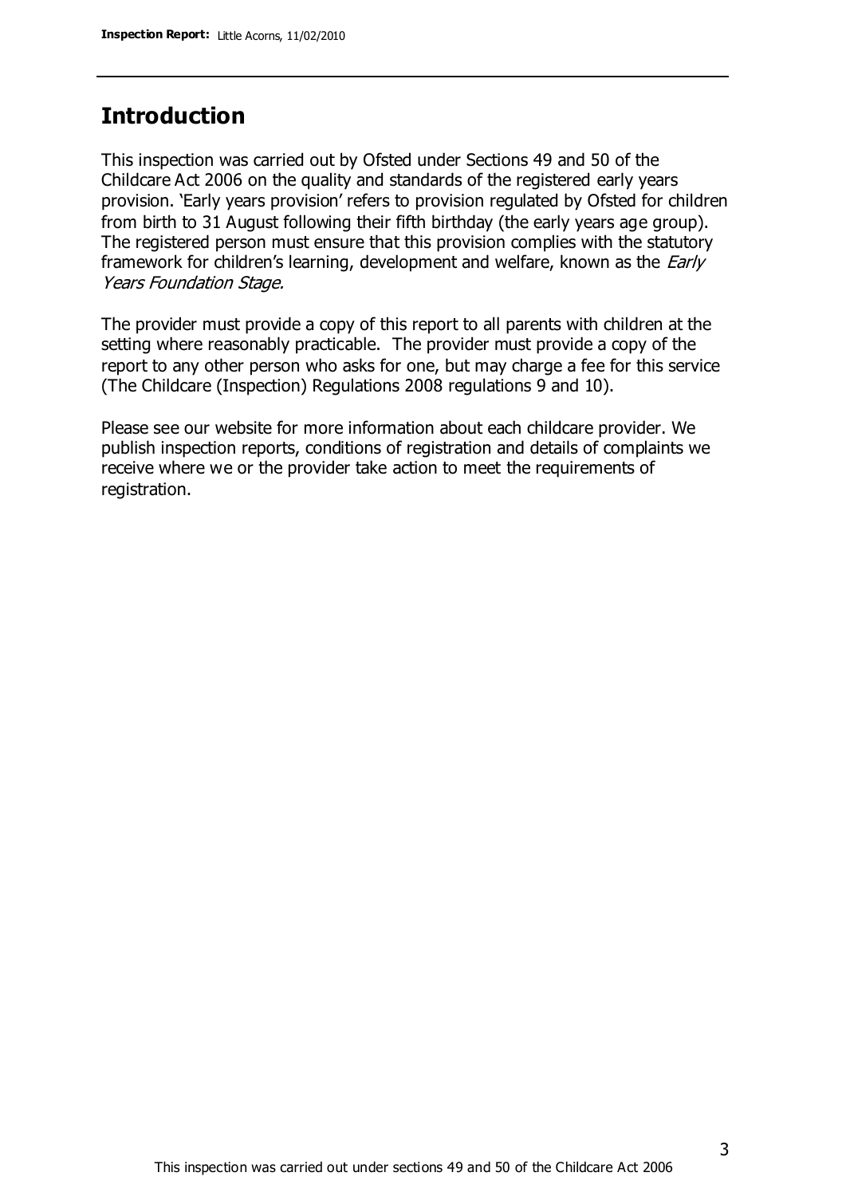## Introduction

This inspection was carried out by Ofsted under Sections 49 and 50 of the Childcare Act 2006 on the quality and standards of the registered early years provision. 'Early years provision' refers to provision regulated by Ofsted for children from birth to 31 August following their fifth birthday (the early years age group). The registered person must ensure that this provision complies with the statutory framework for children's learning, development and welfare, known as the *Early Years Foundation Stage.*

The provider must provide a copy of this report to all parents with children at the setting where reasonably practicable. The provider must provide a copy of the report to any other person who asks for one, but may charge a fee for this service (The Childcare (Inspection) Regulations 2008 regulations 9 and 10).

Please see our website for more information about each childcare provider. We publish inspection reports, conditions of registration and details of complaints we receive where we or the provider take action to meet the requirements of registration.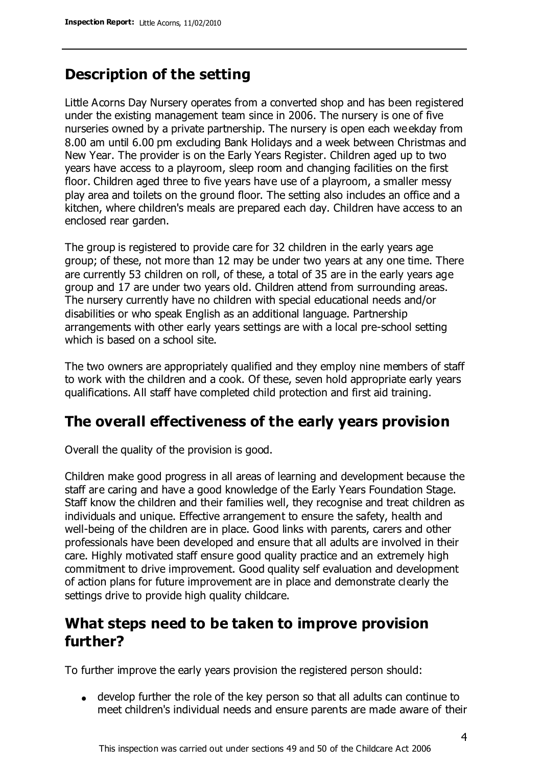## Description of the setting

Little Acorns Day Nursery operates from a converted shop and has been registered under the existing management team since in 2006. The nursery is one of five nurseries owned by a private partnership. The nursery is open each weekday from 8.00 am until 6.00 pm excluding Bank Holidays and a week between Christmas and New Year. The provider is on the Early Years Register. Children aged up to two years have access to a playroom, sleep room and changing facilities on the first floor. Children aged three to five years have use of a playroom, a smaller messy play area and toilets on the ground floor. The setting also includes an office and a kitchen, where children's meals are prepared each day. Children have access to an enclosed rear garden.

The group is registered to provide care for 32 children in the early years age group; of these, not more than 12 may be under two years at any one time. There are currently 53 children on roll, of these, a total of 35 are in the early years age group and 17 are under two years old. Children attend from surrounding areas. The nursery currently have no children with special educational needs and/or disabilities or who speak English as an additional language. Partnership arrangements with other early years settings are with a local pre-school setting which is based on a school site.

The two owners are appropriately qualified and they employ nine members of staff to work with the children and a cook. Of these, seven hold appropriate early years qualifications. All staff have completed child protection and first aid training.

## The overall effectiveness of the early years provision

Overall the quality of the provision is good.

Children make good progress in all areas of learning and development because the staff are caring and have a good knowledge of the Early Years Foundation Stage. Staff know the children and their families well, they recognise and treat children as individuals and unique. Effective arrangement to ensure the safety, health and well-being of the children are in place. Good links with parents, carers and other professionals have been developed and ensure that all adults are involved in their care. Highly motivated staff ensure good quality practice and an extremely high commitment to drive improvement. Good quality self evaluation and development of action plans for future improvement are in place and demonstrate clearly the settings drive to provide high quality childcare.

## What steps need to be taken to improve provision further?

To further improve the early years provision the registered person should:

- develop further the role of the key person so that all adults can continue to meet children's individual needs and ensure parents are made aware of their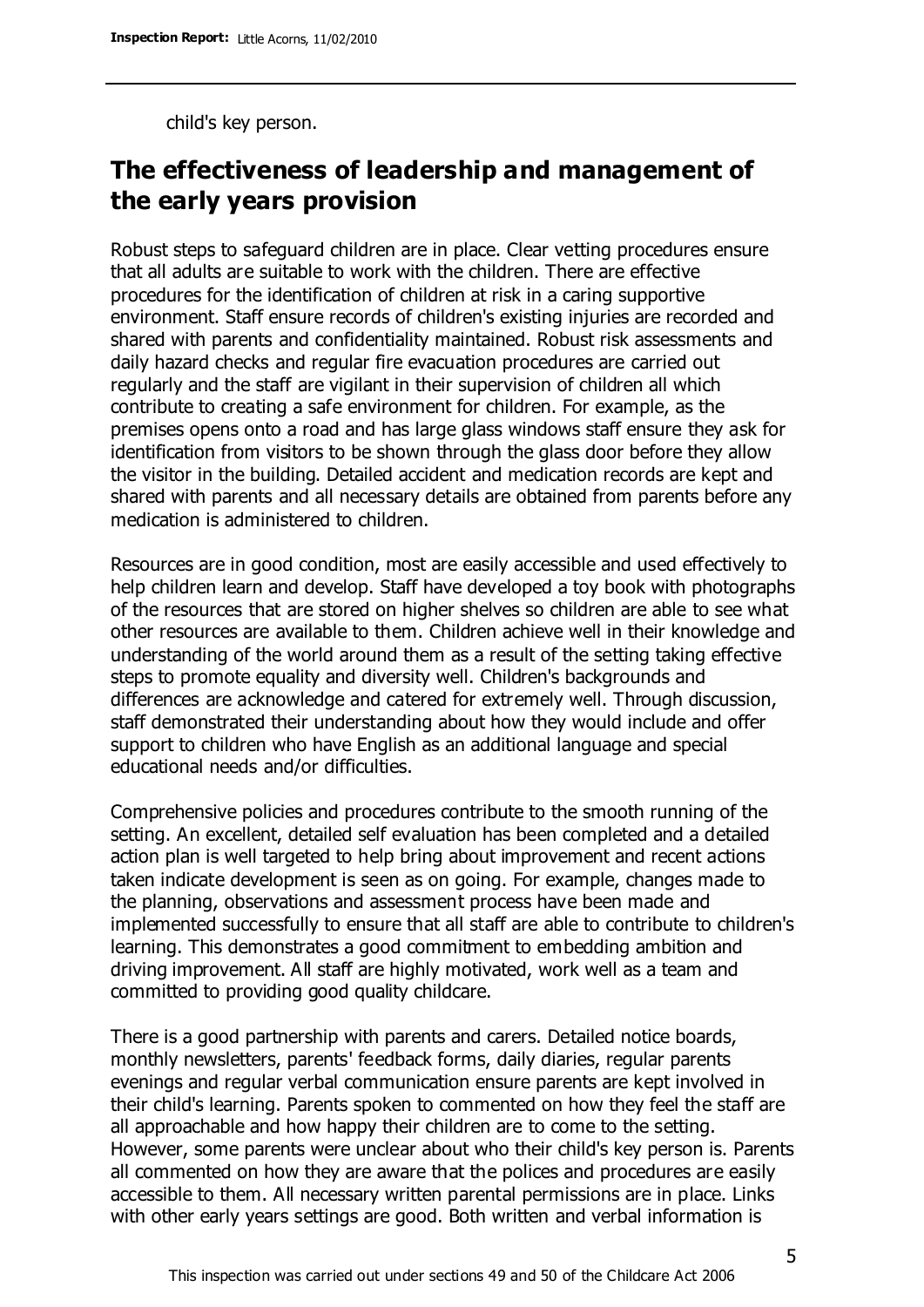child's key person.

## The effectiveness of leadership and management of the early years provision

Robust steps to safeguard children are in place. Clear vetting procedures ensure that all adults are suitable to work with the children. There are effective procedures for the identification of children at risk in a caring supportive environment. Staff ensure records of children's existing injuries are recorded and shared with parents and confidentiality maintained. Robust risk assessments and daily hazard checks and regular fire evacuation procedures are carried out regularly and the staff are vigilant in their supervision of children all which contribute to creating a safe environment for children. For example, as the premises opens onto a road and has large glass windows staff ensure they ask for identification from visitors to be shown through the glass door before they allow the visitor in the building. Detailed accident and medication records are kept and shared with parents and all necessary details are obtained from parents before any medication is administered to children.

Resources are in good condition, most are easily accessible and used effectively to help children learn and develop. Staff have developed a toy book with photographs of the resources that are stored on higher shelves so children are able to see what other resources are available to them. Children achieve well in their knowledge and understanding of the world around them as a result of the setting taking effective steps to promote equality and diversity well. Children's backgrounds and differences are acknowledge and catered for extremely well. Through discussion, staff demonstrated their understanding about how they would include and offer support to children who have English as an additional language and special educational needs and/or difficulties.

Comprehensive policies and procedures contribute to the smooth running of the setting. An excellent, detailed self evaluation has been completed and a detailed action plan is well targeted to help bring about improvement and recent actions taken indicate development is seen as on going. For example, changes made to the planning, observations and assessment process have been made and implemented successfully to ensure that all staff are able to contribute to children's learning. This demonstrates a good commitment to embedding ambition and driving improvement. All staff are highly motivated, work well as a team and committed to providing good quality childcare.

There is a good partnership with parents and carers. Detailed notice boards, monthly newsletters, parents' feedback forms, daily diaries, regular parents evenings and regular verbal communication ensure parents are kept involved in their child's learning. Parents spoken to commented on how they feel the staff are all approachable and how happy their children are to come to the setting. However, some parents were unclear about who their child's key person is. Parents all commented on how they are aware that the polices and procedures are easily accessible to them. All necessary written parental permissions are in place. Links with other early years settings are good. Both written and verbal information is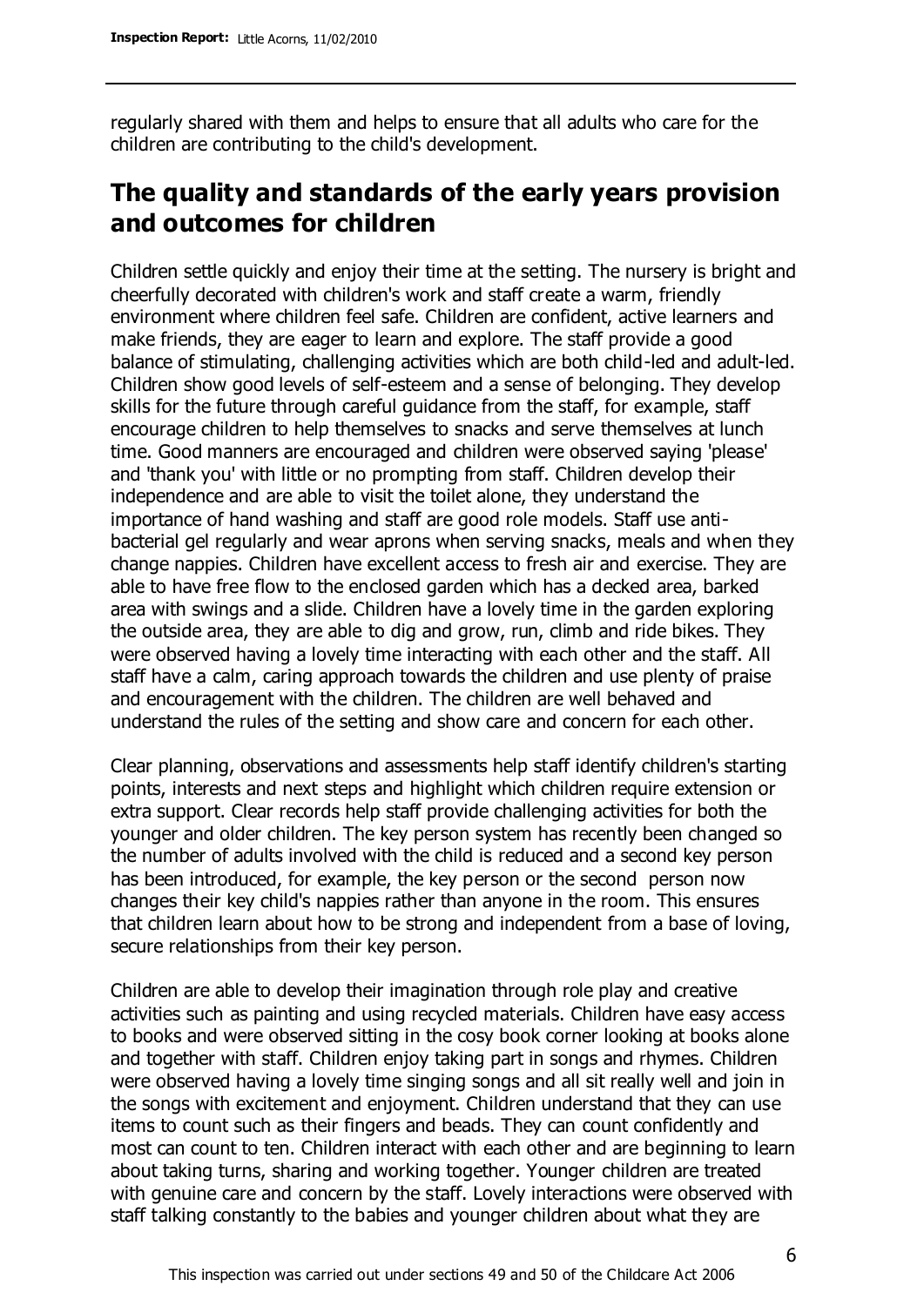regularly shared with them and helps to ensure that all adults who care for the children are contributing to the child's development.

## The quality and standards of the early years provision and outcomes for children

Children settle quickly and enjoy their time at the setting. The nursery is bright and cheerfully decorated with children's work and staff create a warm, friendly environment where children feel safe. Children are confident, active learners and make friends, they are eager to learn and explore. The staff provide a good balance of stimulating, challenging activities which are both child-led and adult-led. Children show good levels of self-esteem and a sense of belonging. They develop skills for the future through careful guidance from the staff, for example, staff encourage children to help themselves to snacks and serve themselves at lunch time. Good manners are encouraged and children were observed saying 'please' and 'thank you' with little or no prompting from staff. Children develop their independence and are able to visit the toilet alone, they understand the importance of hand washing and staff are good role models. Staff use anti-bacterial gel regularly and wear aprons when serving snacks, meals and when they change nappies. Children have excellent access to fresh air and exercise. They are able to have free flow to the enclosed garden which has a decked area, barked area with swings and a slide. Children have a lovely time in the garden exploring the outside area, they are able to dig and grow, run, climb and ride bikes. They were observed having a lovely time interacting with each other and the staff. All staff have a calm, caring approach towards the children and use plenty of praise and encouragement with the children. The children are well behaved and understand the rules of the setting and show care and concern for each other.

Clear planning, observations and assessments help staff identify children's starting points, interests and next steps and highlight which children require extension or extra support. Clear records help staff provide challenging activities for both the younger and older children. The key person system has recently been changed so the number of adults involved with the child is reduced and a second key person has been introduced, for example, the key person or the second person now changes their key child's nappies rather than anyone in the room. This ensures that children learn about how to be strong and independent from a base of loving, secure relationships from their key person.

Children are able to develop their imagination through role play and creative activities such as painting and using recycled materials. Children have easy access to books and were observed sitting in the cosy book corner looking at books alone and together with staff. Children enjoy taking part in songs and rhymes. Children were observed having a lovely time singing songs and all sit really well and join in the songs with excitement and enjoyment. Children understand that they can use items to count such as their fingers and beads. They can count confidently and most can count to ten. Children interact with each other and are beginning to learn about taking turns, sharing and working together. Younger children are treated with genuine care and concern by the staff. Lovely interactions were observed with staff talking constantly to the babies and younger children about what they are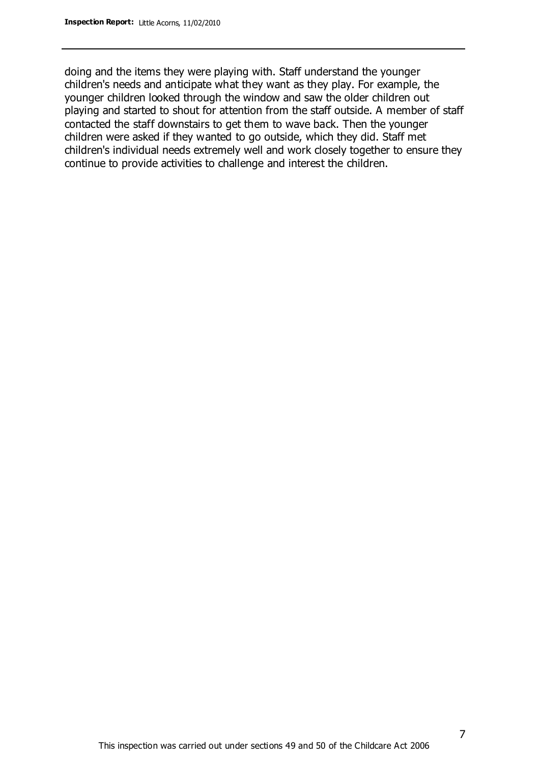doing and the items they were playing with. Staff understand the younger children's needs and anticipate what they want as they play. For example, the younger children looked through the window and saw the older children out playing and started to shout for attention from the staff outside. A member of staff contacted the staff downstairs to get them to wave back. Then the younger children were asked if they wanted to go outside, which they did. Staff met children's individual needs extremely well and work closely together to ensure they continue to provide activities to challenge and interest the children.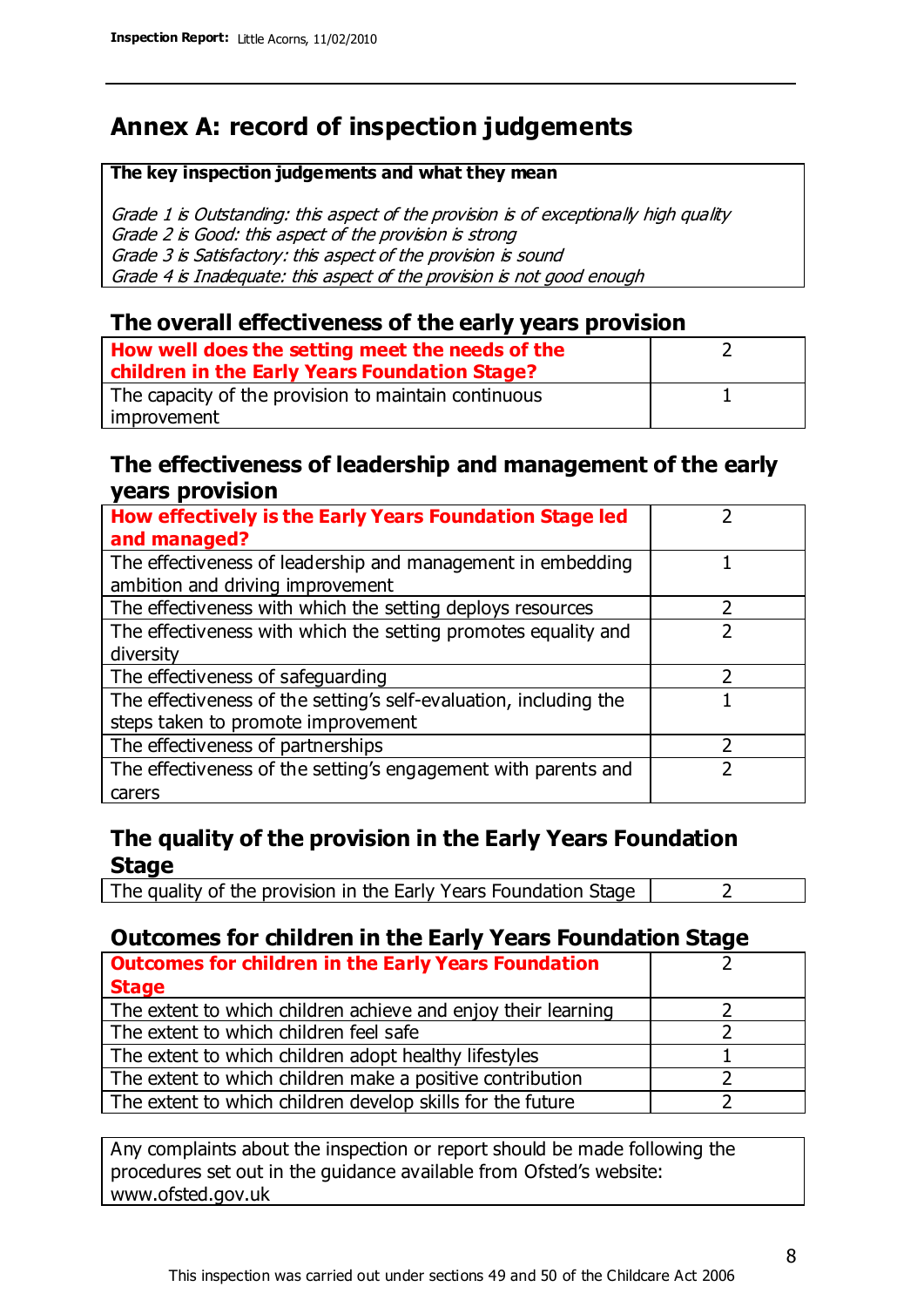## Annex A: record of inspection judgements

**The key inspection judgements and what they mean**

*Grade 1 is Outstanding: this aspect of the provision is of exceptionally high quality*
*Grade 2 is Good: this aspect of the provision is strong*
*Grade 3 is Satisfactory: this aspect of the provision is sound*
*Grade 4 is Inadequate: this aspect of the provision is not good enough*

### The overall effectiveness of the early years provision

| | |
|---|---|
| **How well does the setting meet the needs of the children in the Early Years Foundation Stage?** | 2 |
| The capacity of the provision to maintain continuous improvement | 1 |

### The effectiveness of leadership and management of the early years provision

| | |
|---|---|
| **How effectively is the Early Years Foundation Stage led and managed?** | 2 |
| The effectiveness of leadership and management in embedding ambition and driving improvement | 1 |
| The effectiveness with which the setting deploys resources | 2 |
| The effectiveness with which the setting promotes equality and diversity | 2 |
| The effectiveness of safeguarding | 2 |
| The effectiveness of the setting's self-evaluation, including the steps taken to promote improvement | 1 |
| The effectiveness of partnerships | 2 |
| The effectiveness of the setting's engagement with parents and carers | 2 |

### The quality of the provision in the Early Years Foundation Stage

| | |
|---|---|
| The quality of the provision in the Early Years Foundation Stage | 2 |

### Outcomes for children in the Early Years Foundation Stage

| | |
|---|---|
| **Outcomes for children in the Early Years Foundation Stage** | 2 |
| The extent to which children achieve and enjoy their learning | 2 |
| The extent to which children feel safe | 2 |
| The extent to which children adopt healthy lifestyles | 1 |
| The extent to which children make a positive contribution | 2 |
| The extent to which children develop skills for the future | 2 |

Any complaints about the inspection or report should be made following the procedures set out in the guidance available from Ofsted's website: www.ofsted.gov.uk

This inspection was carried out under sections 49 and 50 of the Childcare Act 2006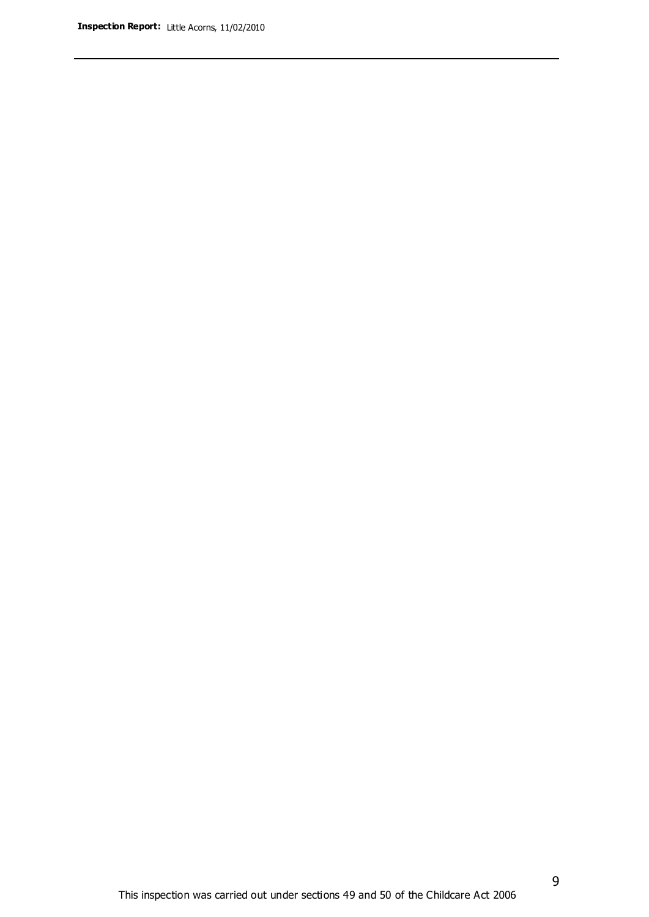This inspection was carried out under sections 49 and 50 of the Childcare Act 2006